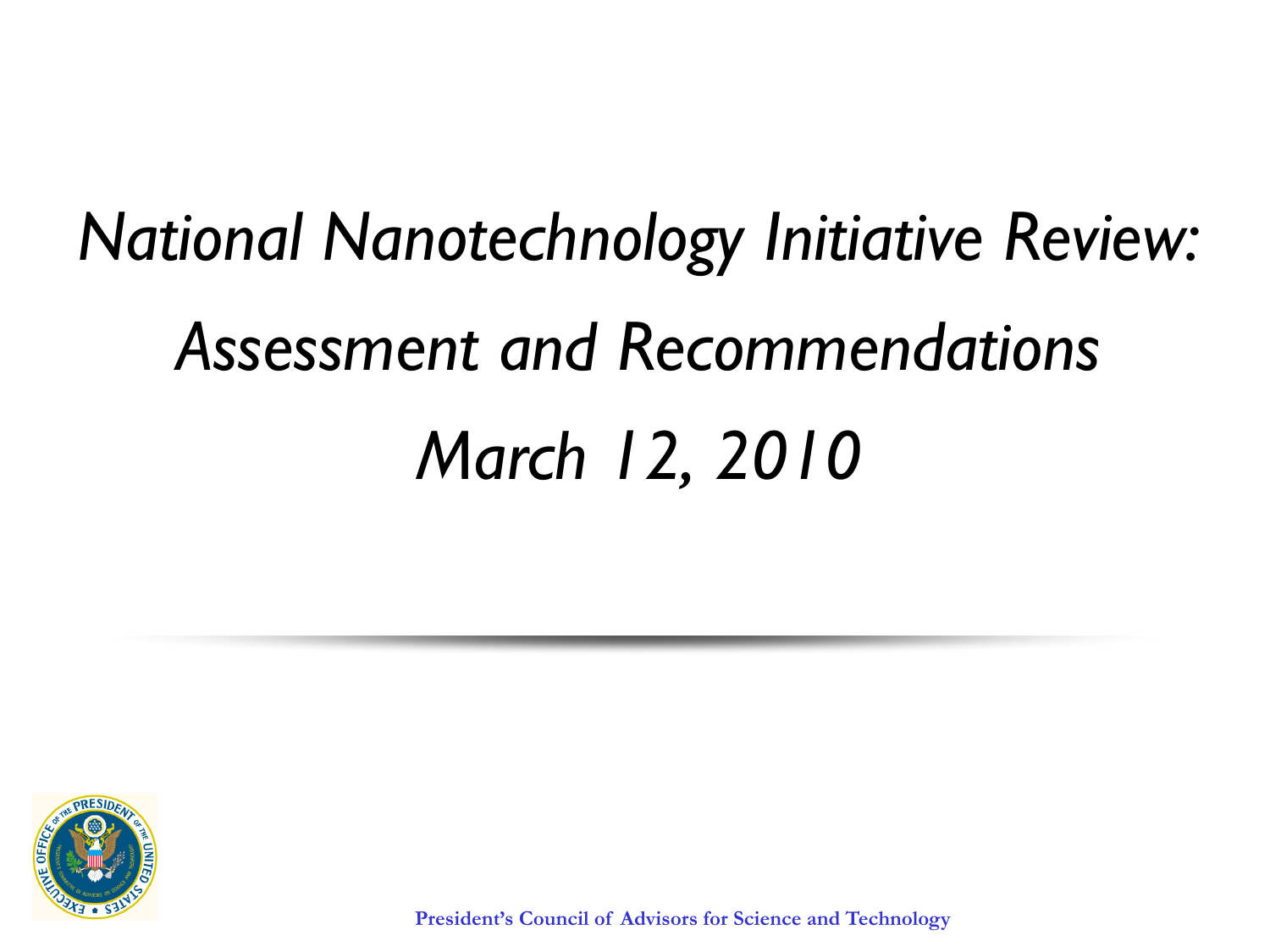# *National Nanotechnology Initiative Review: Assessment and Recommendations*

## *March 12, 2010*

**President's Council of Advisors for Science and Technology**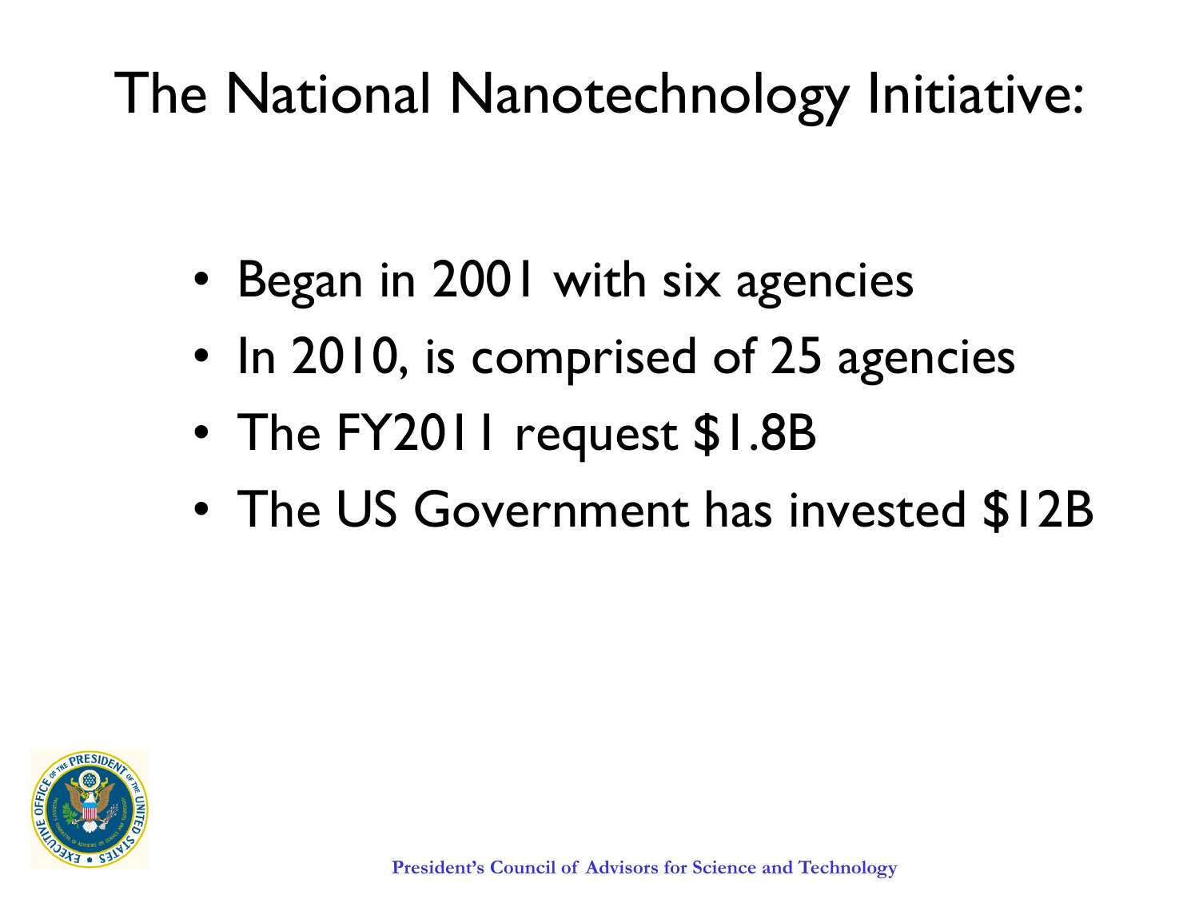# The National Nanotechnology Initiative:

- Began in 2001 with six agencies
- In 2010, is comprised of 25 agencies
- The FY2011 request $1.8B
- The US Government has invested $12B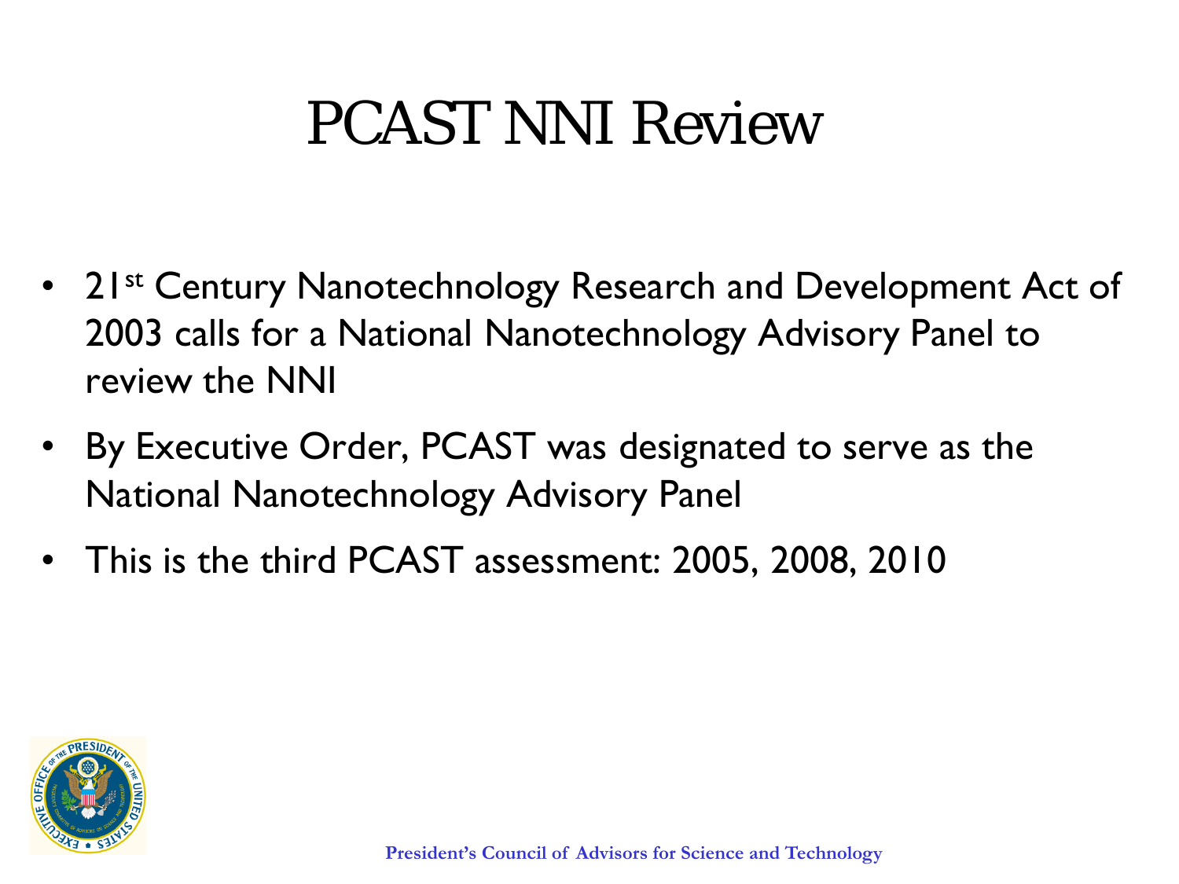# PCAST NNI Review

- 21st Century Nanotechnology Research and Development Act of 2003 calls for a National Nanotechnology Advisory Panel to review the NNI
- By Executive Order, PCAST was designated to serve as the National Nanotechnology Advisory Panel
- This is the third PCAST assessment: 2005, 2008, 2010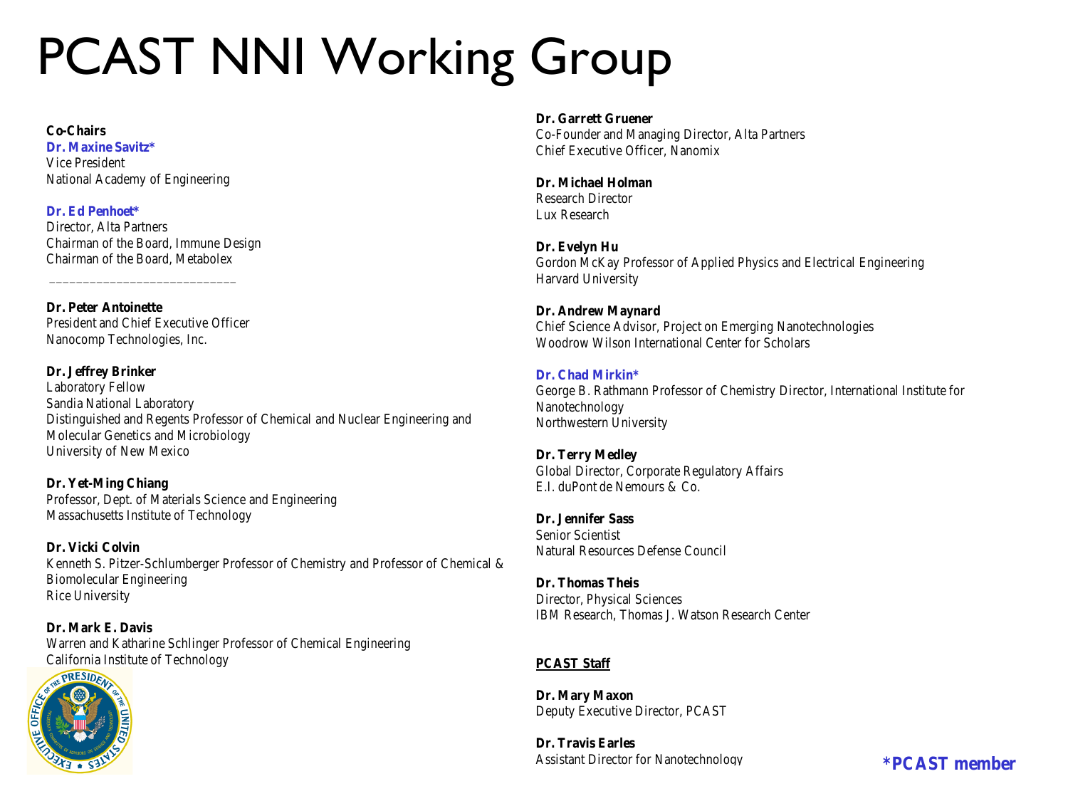# PCAST NNI Working Group

**Co-Chairs**
**Dr. Maxine Savitz***
Vice President
National Academy of Engineering

**Dr. Ed Penhoet***
Director, Alta Partners
Chairman of the Board, Immune Design
Chairman of the Board, Metabolex

---

**Dr. Peter Antoinette**
President and Chief Executive Officer
Nanocomp Technologies, Inc.

**Dr. Jeffrey Brinker**
Laboratory Fellow
Sandia National Laboratory
Distinguished and Regents Professor of Chemical and Nuclear Engineering and Molecular Genetics and Microbiology
University of New Mexico

**Dr. Yet-Ming Chiang**
Professor, Dept. of Materials Science and Engineering
Massachusetts Institute of Technology

**Dr. Vicki Colvin**
Kenneth S. Pitzer-Schlumberger Professor of Chemistry and Professor of Chemical & Biomolecular Engineering
Rice University

**Dr. Mark E. Davis**
Warren and Katharine Schlinger Professor of Chemical Engineering
California Institute of Technology

**Dr. Garrett Gruener**
Co-Founder and Managing Director, Alta Partners
Chief Executive Officer, Nanomix

**Dr. Michael Holman**
Research Director
Lux Research

**Dr. Evelyn Hu**
Gordon McKay Professor of Applied Physics and Electrical Engineering
Harvard University

**Dr. Andrew Maynard**
Chief Science Advisor, Project on Emerging Nanotechnologies
Woodrow Wilson International Center for Scholars

**Dr. Chad Mirkin***
George B. Rathmann Professor of Chemistry Director, International Institute for Nanotechnology
Northwestern University

**Dr. Terry Medley**
Global Director, Corporate Regulatory Affairs
E.I. duPont de Nemours & Co.

**Dr. Jennifer Sass**
Senior Scientist
Natural Resources Defense Council

**Dr. Thomas Theis**
Director, Physical Sciences
IBM Research, Thomas J. Watson Research Center

**PCAST Staff**

**Dr. Mary Maxon**
Deputy Executive Director, PCAST

**Dr. Travis Earles**
Assistant Director for Nanotechnology

***PCAST member**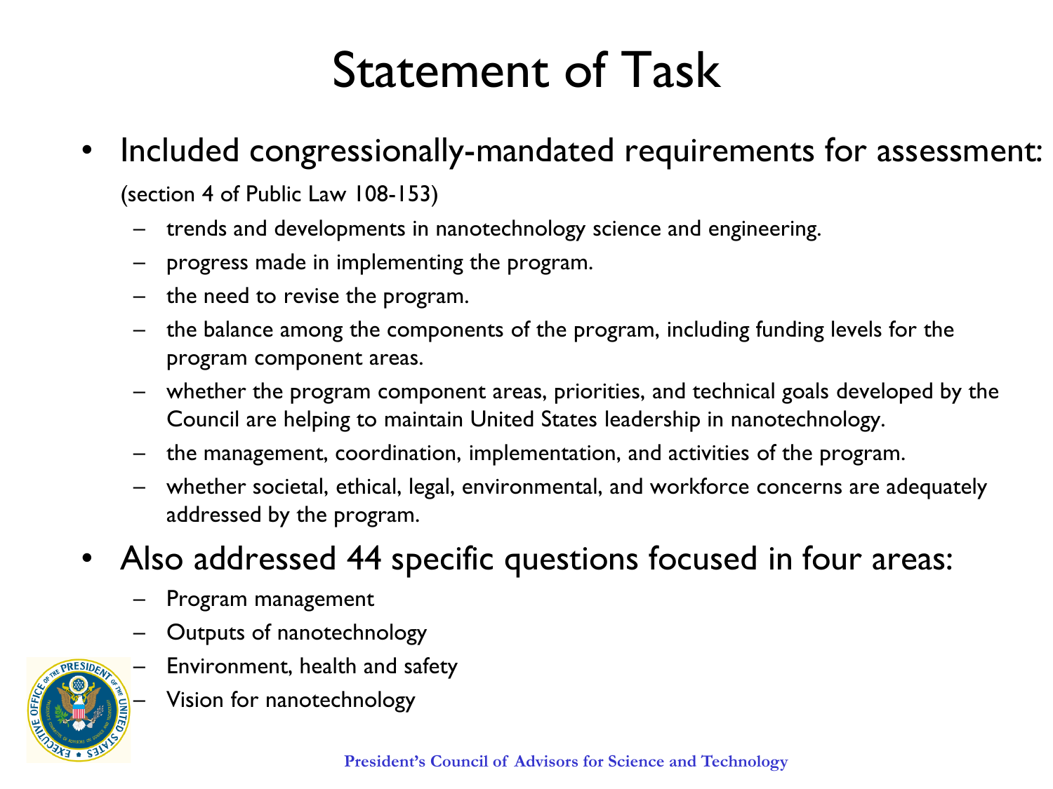# Statement of Task

- Included congressionally-mandated requirements for assessment:

  (section 4 of Public Law 108-153)

  - trends and developments in nanotechnology science and engineering.
  - progress made in implementing the program.
  - the need to revise the program.
  - the balance among the components of the program, including funding levels for the program component areas.
  - whether the program component areas, priorities, and technical goals developed by the Council are helping to maintain United States leadership in nanotechnology.
  - the management, coordination, implementation, and activities of the program.
  - whether societal, ethical, legal, environmental, and workforce concerns are adequately addressed by the program.

- Also addressed 44 specific questions focused in four areas:
  - Program management
  - Outputs of nanotechnology
  - Environment, health and safety
  - Vision for nanotechnology

President's Council of Advisors for Science and Technology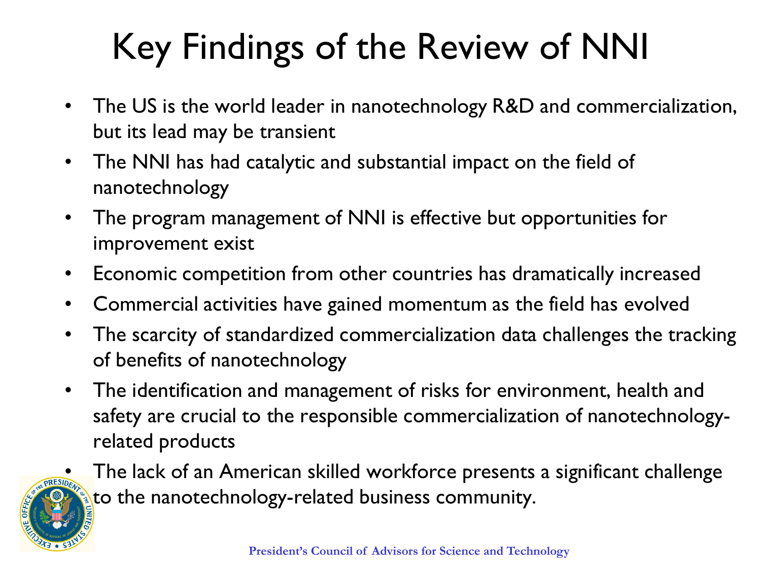# Key Findings of the Review of NNI

- The US is the world leader in nanotechnology R&D and commercialization, but its lead may be transient
- The NNI has had catalytic and substantial impact on the field of nanotechnology
- The program management of NNI is effective but opportunities for improvement exist
- Economic competition from other countries has dramatically increased
- Commercial activities have gained momentum as the field has evolved
- The scarcity of standardized commercialization data challenges the tracking of benefits of nanotechnology
- The identification and management of risks for environment, health and safety are crucial to the responsible commercialization of nanotechnology-related products
- The lack of an American skilled workforce presents a significant challenge to the nanotechnology-related business community.

President's Council of Advisors for Science and Technology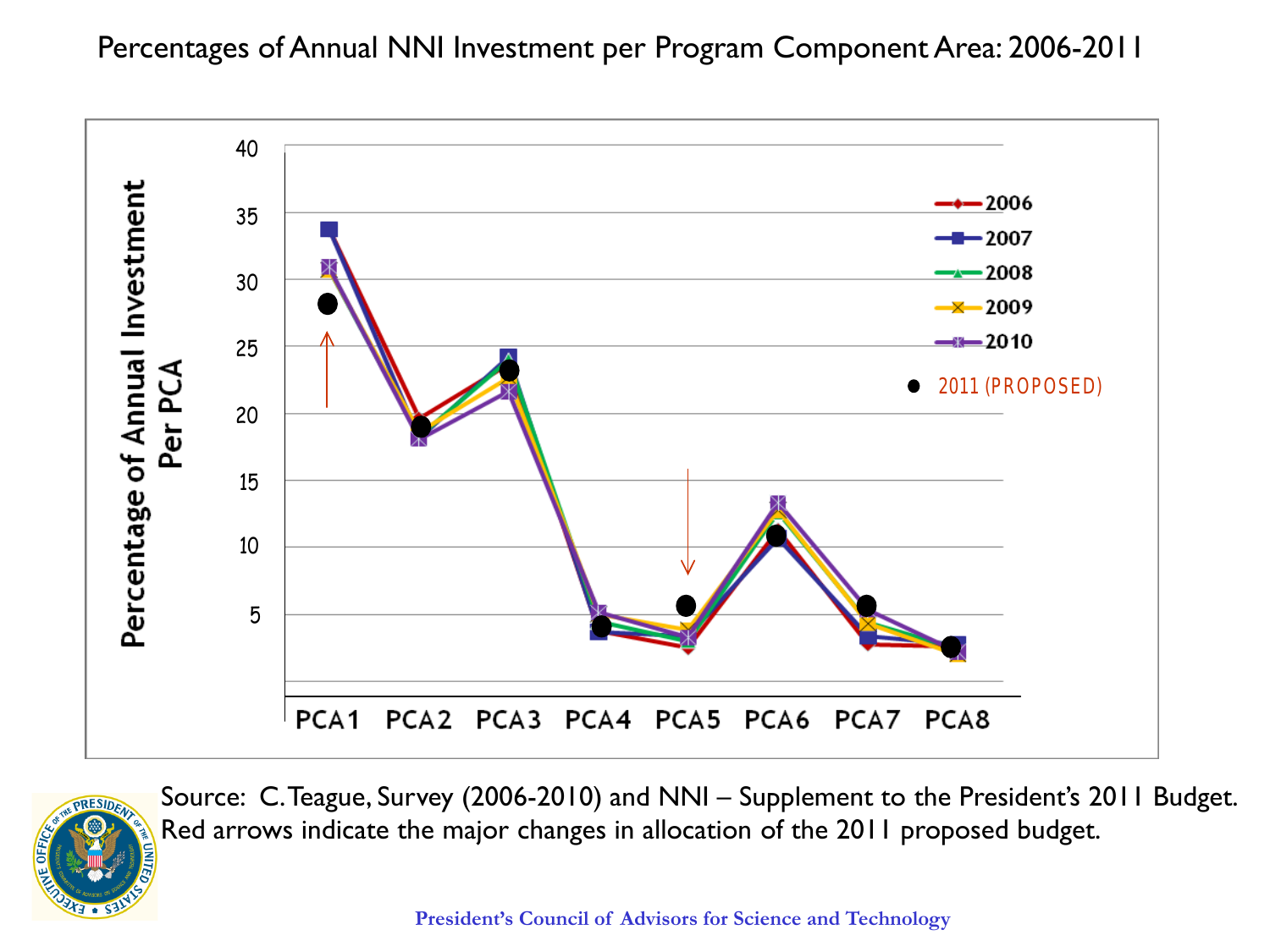Percentages of Annual NNI Investment per Program Component Area: 2006-2011

Source: C. Teague, Survey (2006-2010) and NNI – Supplement to the President's 2011 Budget. Red arrows indicate the major changes in allocation of the 2011 proposed budget.

President's Council of Advisors for Science and Technology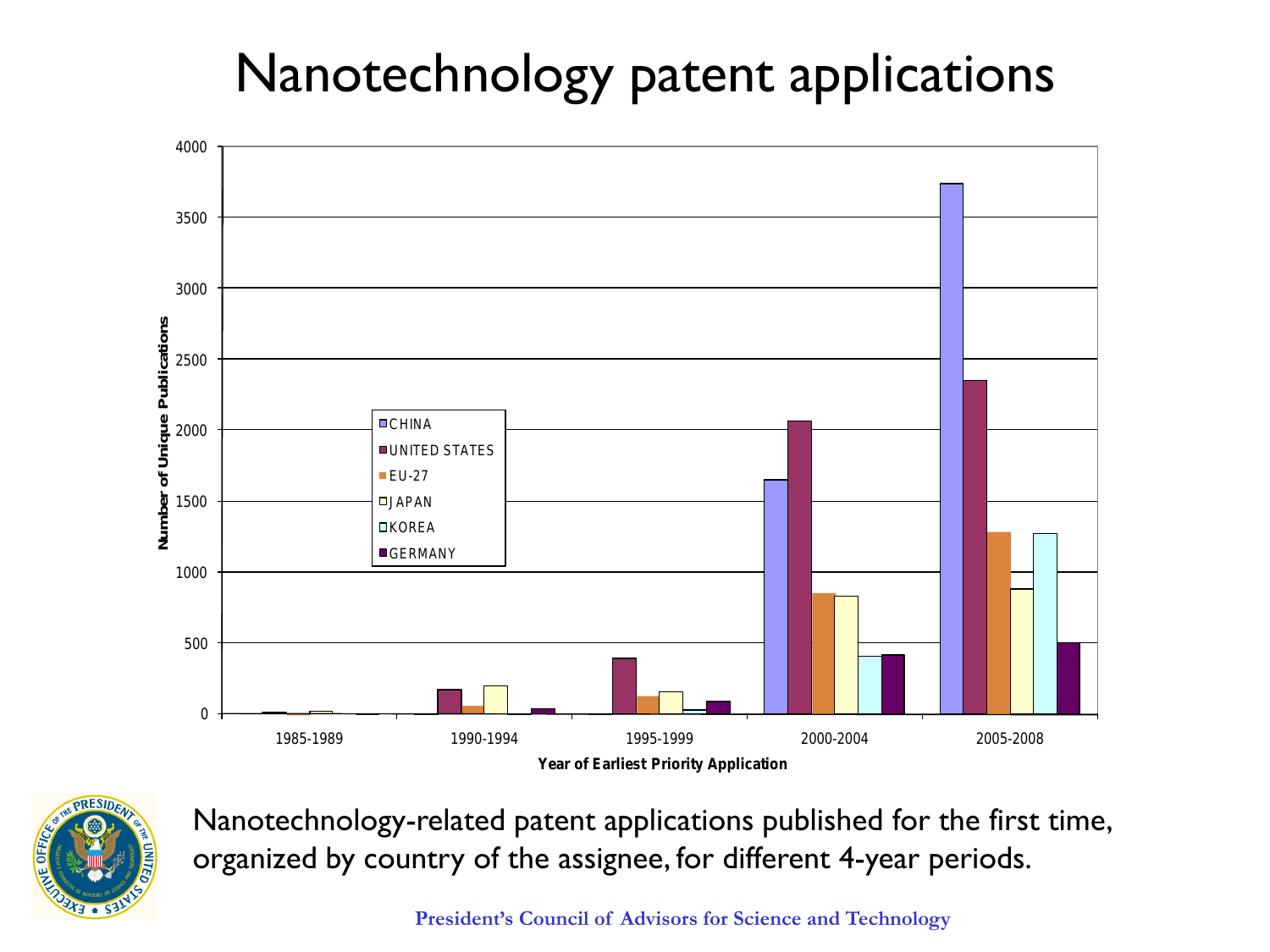# Nanotechnology patent applications

Nanotechnology-related patent applications published for the first time, organized by country of the assignee, for different 4-year periods.

**President's Council of Advisors for Science and Technology**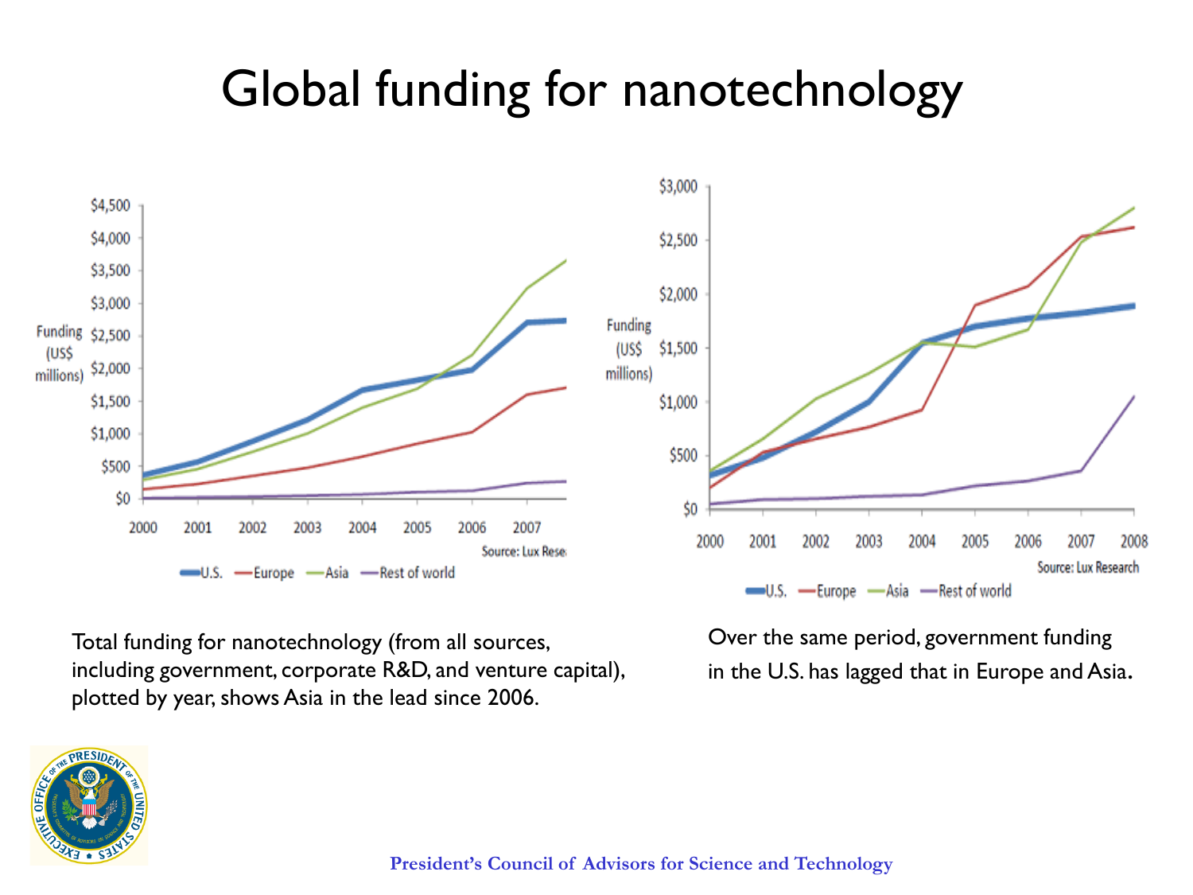# Global funding for nanotechnology

Total funding for nanotechnology (from all sources, including government, corporate R&D, and venture capital), plotted by year, shows Asia in the lead since 2006.

Over the same period, government funding in the U.S. has lagged that in Europe and Asia.

President's Council of Advisors for Science and Technology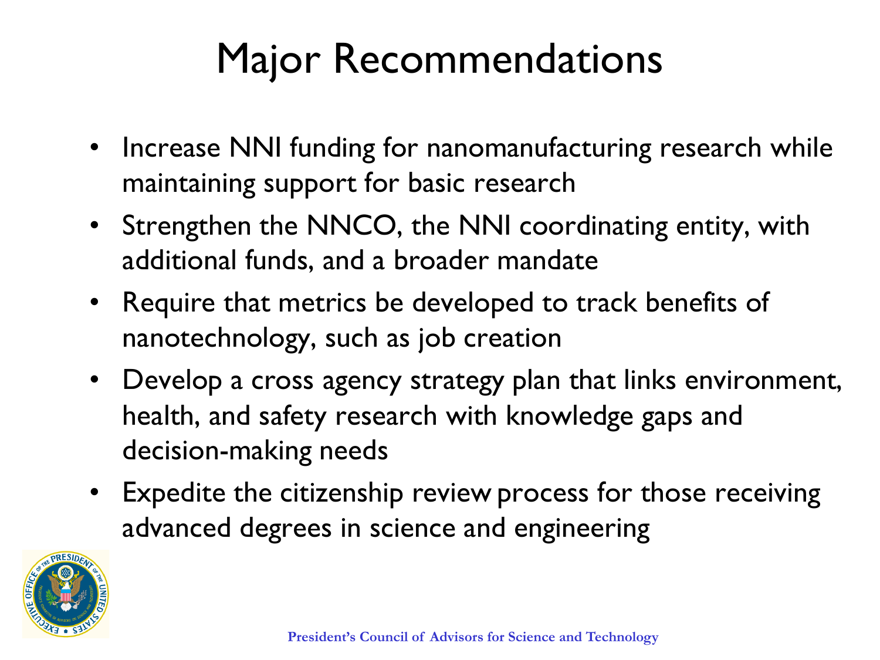# Major Recommendations

- Increase NNI funding for nanomanufacturing research while maintaining support for basic research
- Strengthen the NNCO, the NNI coordinating entity, with additional funds, and a broader mandate
- Require that metrics be developed to track benefits of nanotechnology, such as job creation
- Develop a cross agency strategy plan that links environment, health, and safety research with knowledge gaps and decision-making needs
- Expedite the citizenship review process for those receiving advanced degrees in science and engineering

President's Council of Advisors for Science and Technology